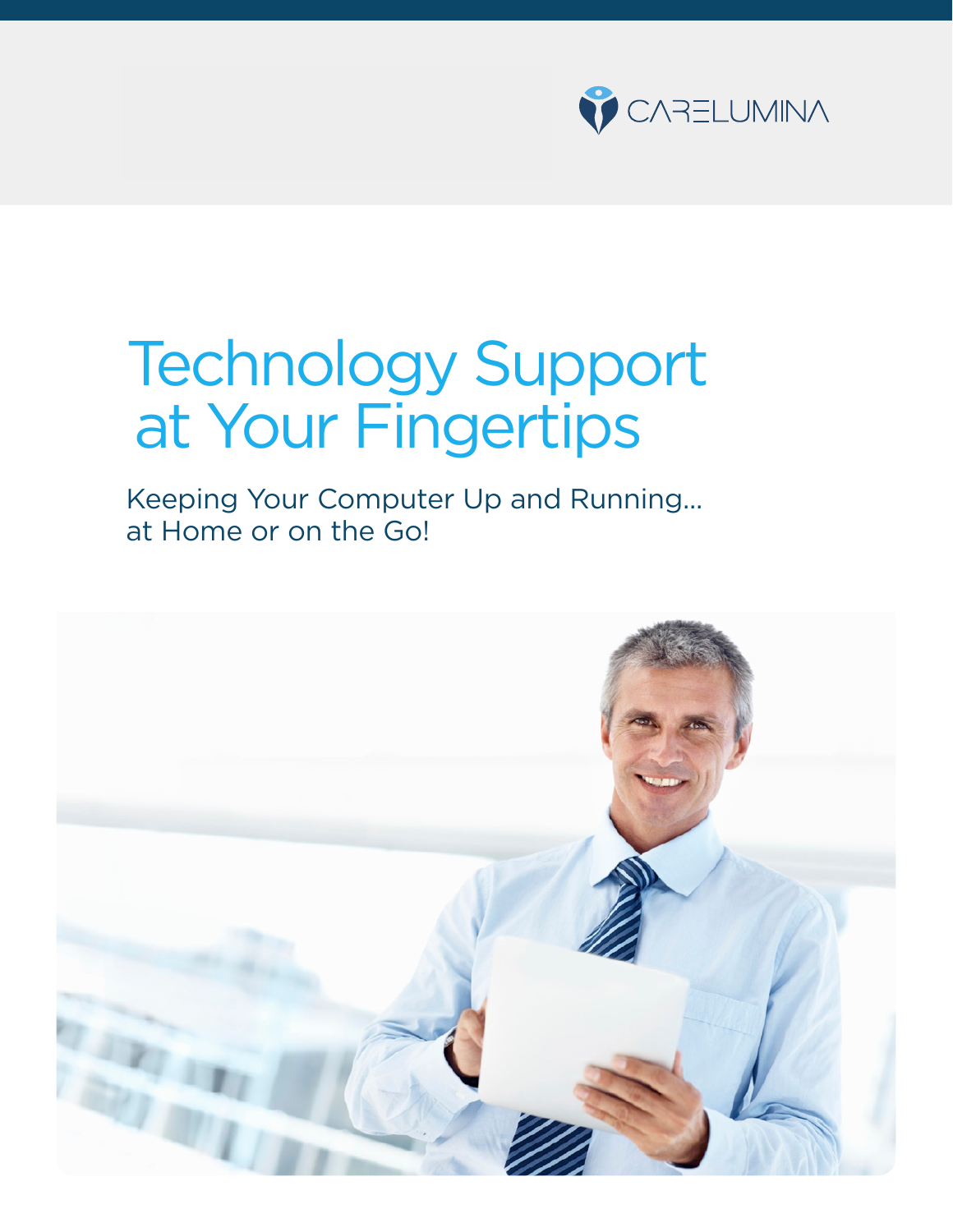CARELUMINA

# Technology Support at Your Fingertips

Keeping Your Computer Up and Running… at Home or on the Go!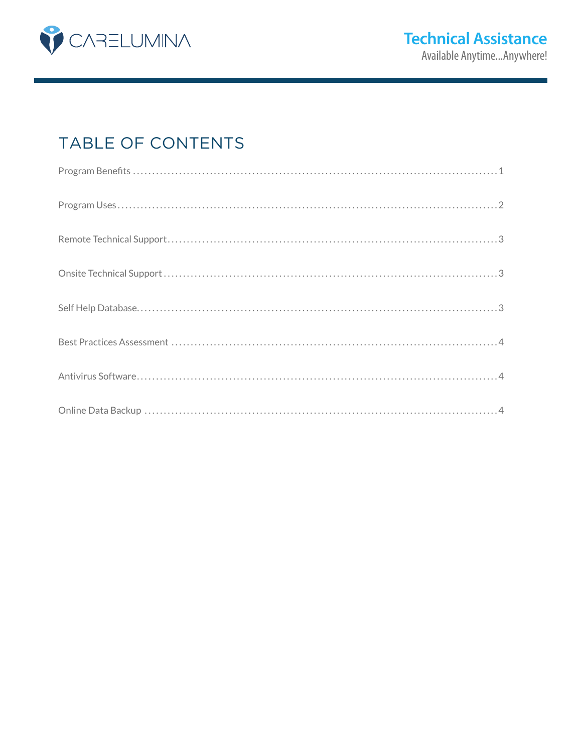# TABLE OF CONTENTS

Program Benefits .......... 1

Program Uses .......... 2

Remote Technical Support .......... 3

Onsite Technical Support .......... 3

Self Help Database .......... 3

Best Practices Assessment .......... 4

Antivirus Software .......... 4

Online Data Backup .......... 4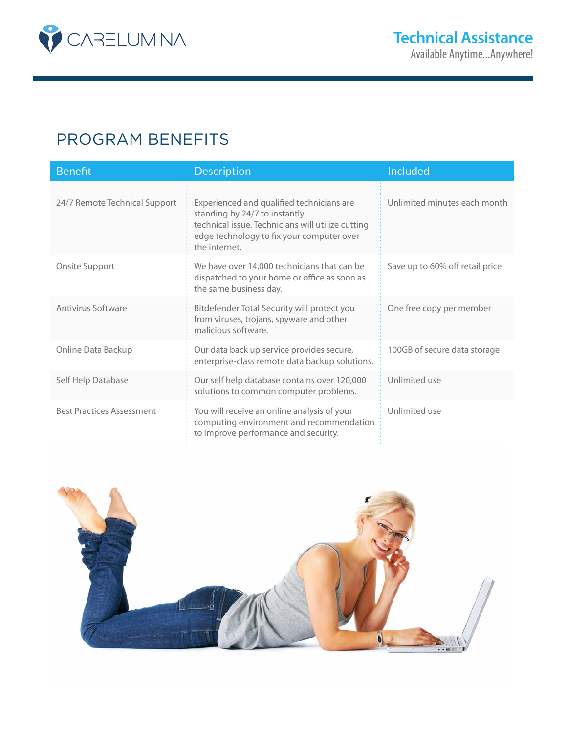# Technical Assistance

Available Anytime...Anywhere!

## PROGRAM BENEFITS

| Benefit | Description | Included |
|---|---|---|
| 24/7 Remote Technical Support | Experienced and qualified technicians are standing by 24/7 to instantly technical issue. Technicians will utilize cutting edge technology to fix your computer over the internet. | Unlimited minutes each month |
| Onsite Support | We have over 14,000 technicians that can be dispatched to your home or office as soon as the same business day. | Save up to 60% off retail price |
| Antivirus Software | Bitdefender Total Security will protect you from viruses, trojans, spyware and other malicious software. | One free copy per member |
| Online Data Backup | Our data back up service provides secure, enterprise-class remote data backup solutions. | 100GB of secure data storage |
| Self Help Database | Our self help database contains over 120,000 solutions to common computer problems. | Unlimited use |
| Best Practices Assessment | You will receive an online analysis of your computing environment and recommendation to improve performance and security. | Unlimited use |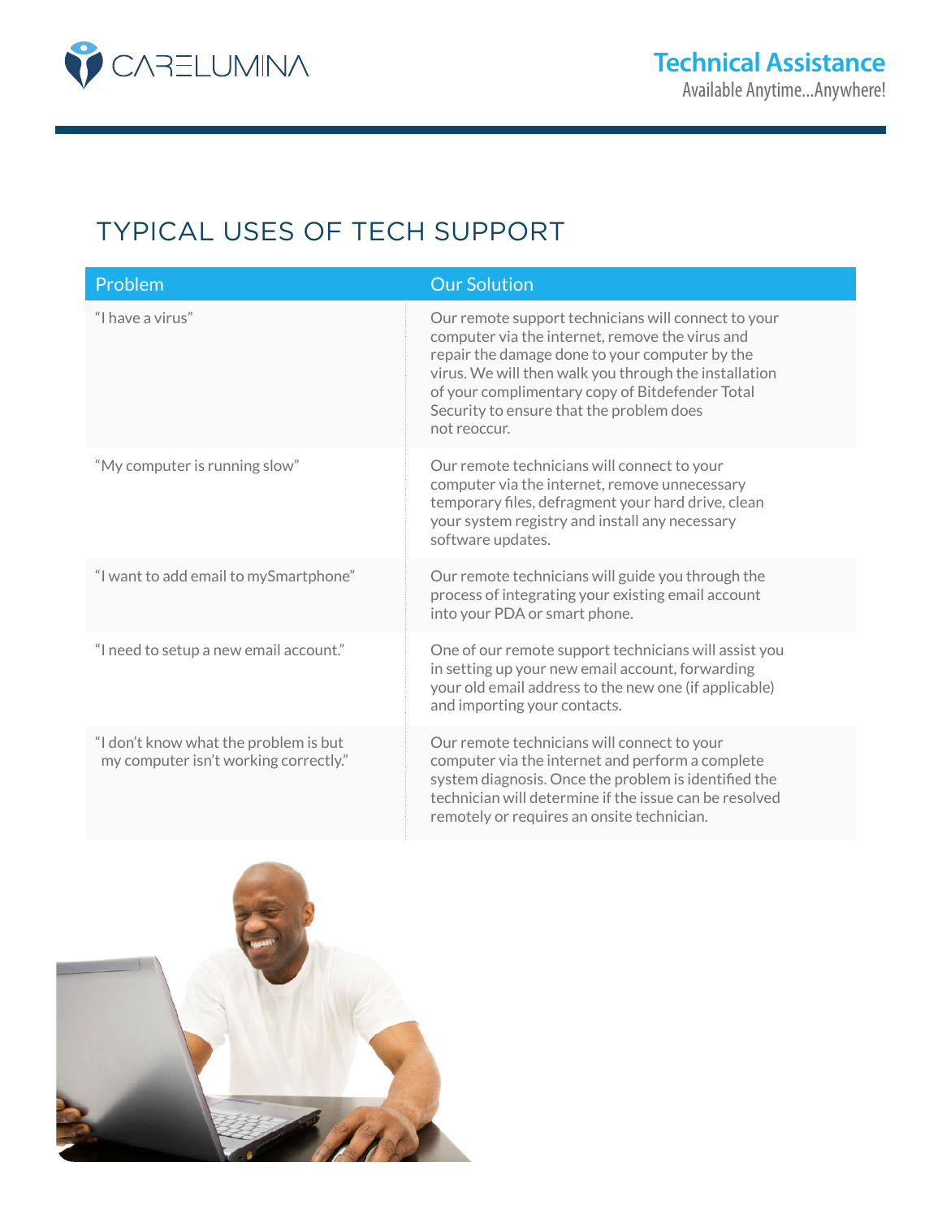# TYPICAL USES OF TECH SUPPORT

| Problem | Our Solution |
|---|---|
| "I have a virus" | Our remote support technicians will connect to your computer via the internet, remove the virus and repair the damage done to your computer by the virus. We will then walk you through the installation of your complimentary copy of Bitdefender Total Security to ensure that the problem does not reoccur. |
| "My computer is running slow" | Our remote technicians will connect to your computer via the internet, remove unnecessary temporary files, defragment your hard drive, clean your system registry and install any necessary software updates. |
| "I want to add email to mySmartphone" | Our remote technicians will guide you through the process of integrating your existing email account into your PDA or smart phone. |
| "I need to setup a new email account." | One of our remote support technicians will assist you in setting up your new email account, forwarding your old email address to the new one (if applicable) and importing your contacts. |
| "I don't know what the problem is but my computer isn't working correctly." | Our remote technicians will connect to your computer via the internet and perform a complete system diagnosis. Once the problem is identified the technician will determine if the issue can be resolved remotely or requires an onsite technician. |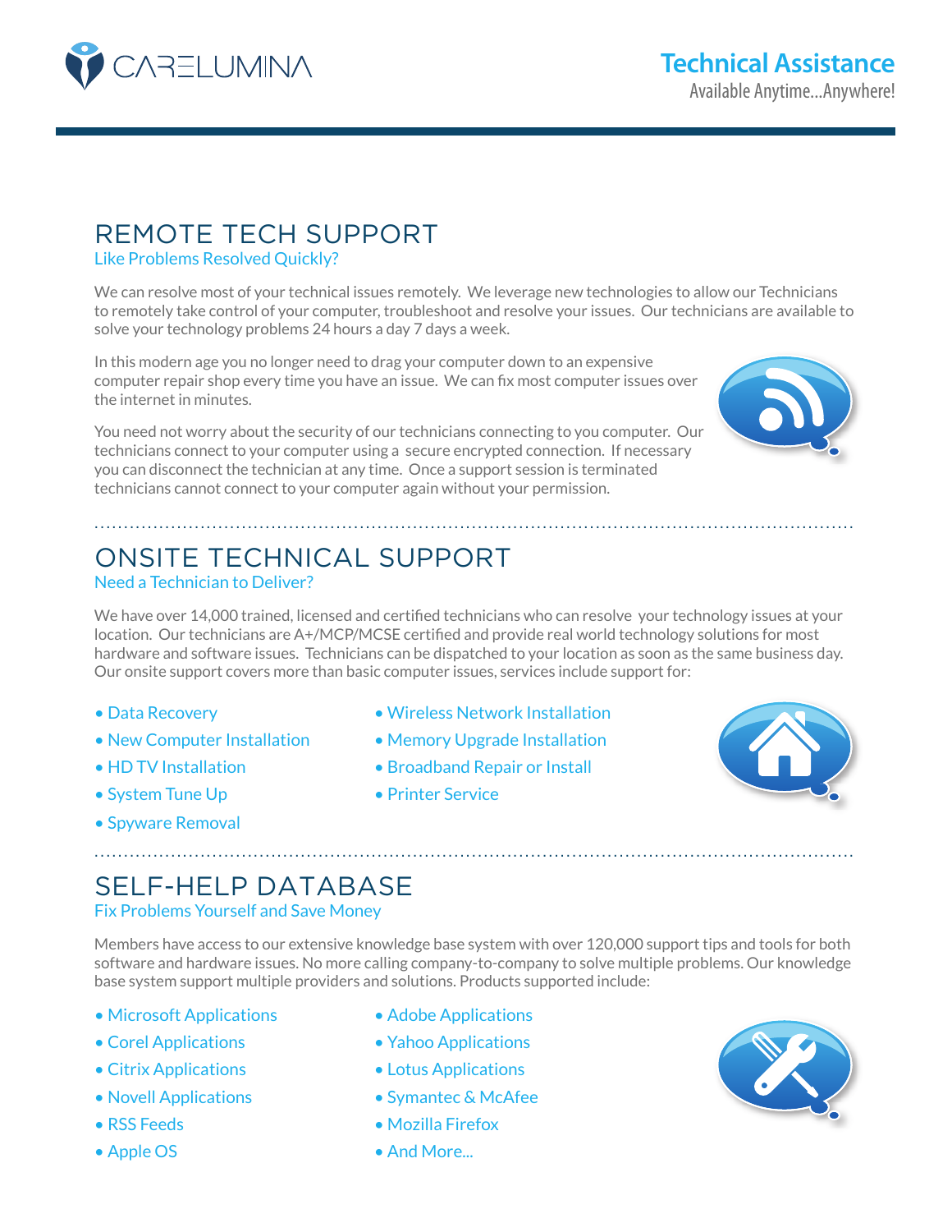CARELUMINA

**Technical Assistance**

Available Anytime...Anywhere!

## REMOTE TECH SUPPORT

Like Problems Resolved Quickly?

We can resolve most of your technical issues remotely. We leverage new technologies to allow our Technicians to remotely take control of your computer, troubleshoot and resolve your issues. Our technicians are available to solve your technology problems 24 hours a day 7 days a week.

In this modern age you no longer need to drag your computer down to an expensive computer repair shop every time you have an issue. We can fix most computer issues over the internet in minutes.

You need not worry about the security of our technicians connecting to you computer. Our technicians connect to your computer using a secure encrypted connection. If necessary you can disconnect the technician at any time. Once a support session is terminated technicians cannot connect to your computer again without your permission.

## ONSITE TECHNICAL SUPPORT

Need a Technician to Deliver?

We have over 14,000 trained, licensed and certified technicians who can resolve your technology issues at your location. Our technicians are A+/MCP/MCSE certified and provide real world technology solutions for most hardware and software issues. Technicians can be dispatched to your location as soon as the same business day. Our onsite support covers more than basic computer issues, services include support for:

- Data Recovery
- New Computer Installation
- HD TV Installation
- System Tune Up
- Spyware Removal
- Wireless Network Installation
- Memory Upgrade Installation
- Broadband Repair or Install
- Printer Service

## SELF-HELP DATABASE

Fix Problems Yourself and Save Money

Members have access to our extensive knowledge base system with over 120,000 support tips and tools for both software and hardware issues. No more calling company-to-company to solve multiple problems. Our knowledge base system support multiple providers and solutions. Products supported include:

- Microsoft Applications
- Corel Applications
- Citrix Applications
- Novell Applications
- RSS Feeds
- Apple OS
- Adobe Applications
- Yahoo Applications
- Lotus Applications
- Symantec & McAfee
- Mozilla Firefox
- And More...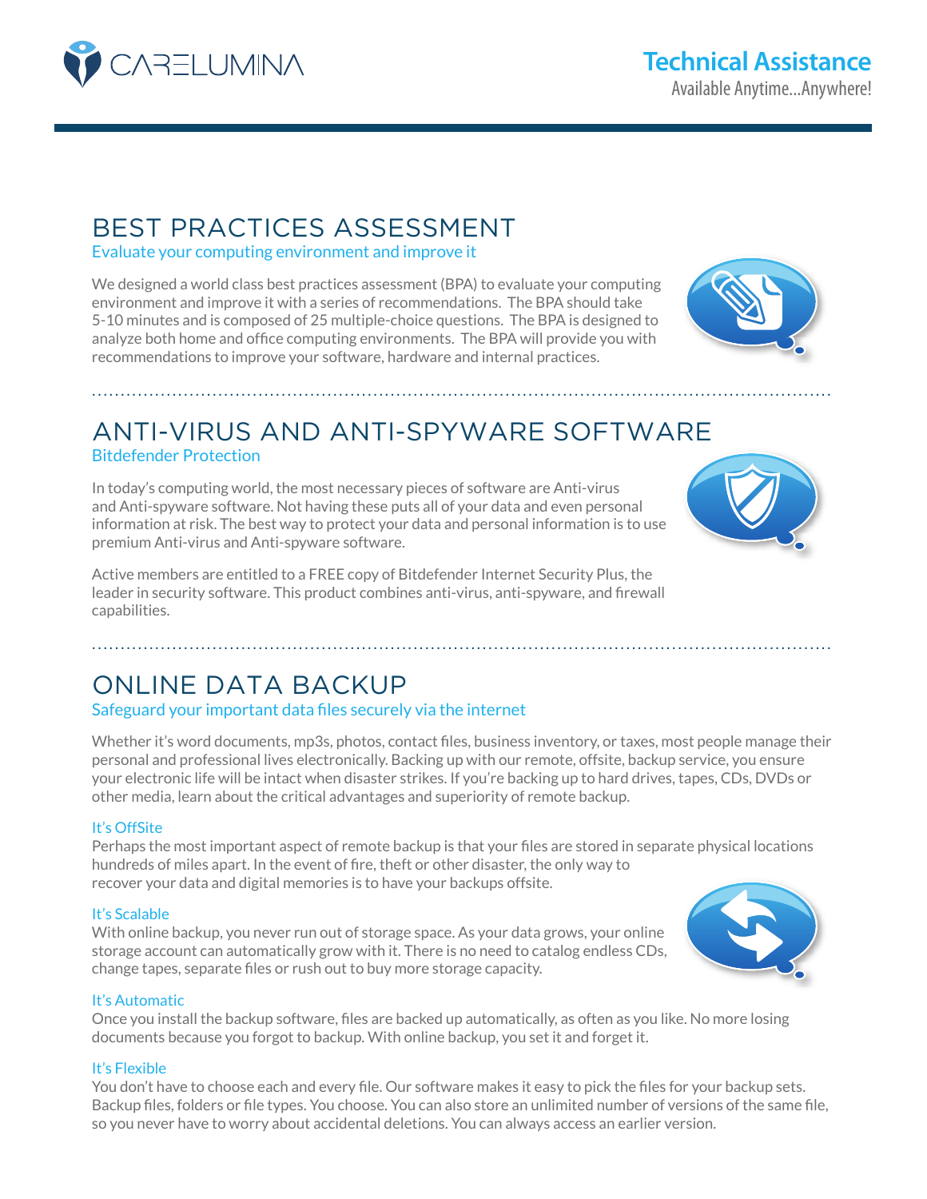# BEST PRACTICES ASSESSMENT

### Evaluate your computing environment and improve it

We designed a world class best practices assessment (BPA) to evaluate your computing environment and improve it with a series of recommendations. The BPA should take 5-10 minutes and is composed of 25 multiple-choice questions. The BPA is designed to analyze both home and office computing environments. The BPA will provide you with recommendations to improve your software, hardware and internal practices.

# ANTI-VIRUS AND ANTI-SPYWARE SOFTWARE

### Bitdefender Protection

In today's computing world, the most necessary pieces of software are Anti-virus and Anti-spyware software. Not having these puts all of your data and even personal information at risk. The best way to protect your data and personal information is to use premium Anti-virus and Anti-spyware software.

Active members are entitled to a FREE copy of Bitdefender Internet Security Plus, the leader in security software. This product combines anti-virus, anti-spyware, and firewall capabilities.

# ONLINE DATA BACKUP

### Safeguard your important data files securely via the internet

Whether it's word documents, mp3s, photos, contact files, business inventory, or taxes, most people manage their personal and professional lives electronically. Backing up with our remote, offsite, backup service, you ensure your electronic life will be intact when disaster strikes. If you're backing up to hard drives, tapes, CDs, DVDs or other media, learn about the critical advantages and superiority of remote backup.

#### It's OffSite

Perhaps the most important aspect of remote backup is that your files are stored in separate physical locations hundreds of miles apart. In the event of fire, theft or other disaster, the only way to recover your data and digital memories is to have your backups offsite.

#### It's Scalable

With online backup, you never run out of storage space. As your data grows, your online storage account can automatically grow with it. There is no need to catalog endless CDs, change tapes, separate files or rush out to buy more storage capacity.

#### It's Automatic

Once you install the backup software, files are backed up automatically, as often as you like. No more losing documents because you forgot to backup. With online backup, you set it and forget it.

#### It's Flexible

You don't have to choose each and every file. Our software makes it easy to pick the files for your backup sets. Backup files, folders or file types. You choose. You can also store an unlimited number of versions of the same file, so you never have to worry about accidental deletions. You can always access an earlier version.